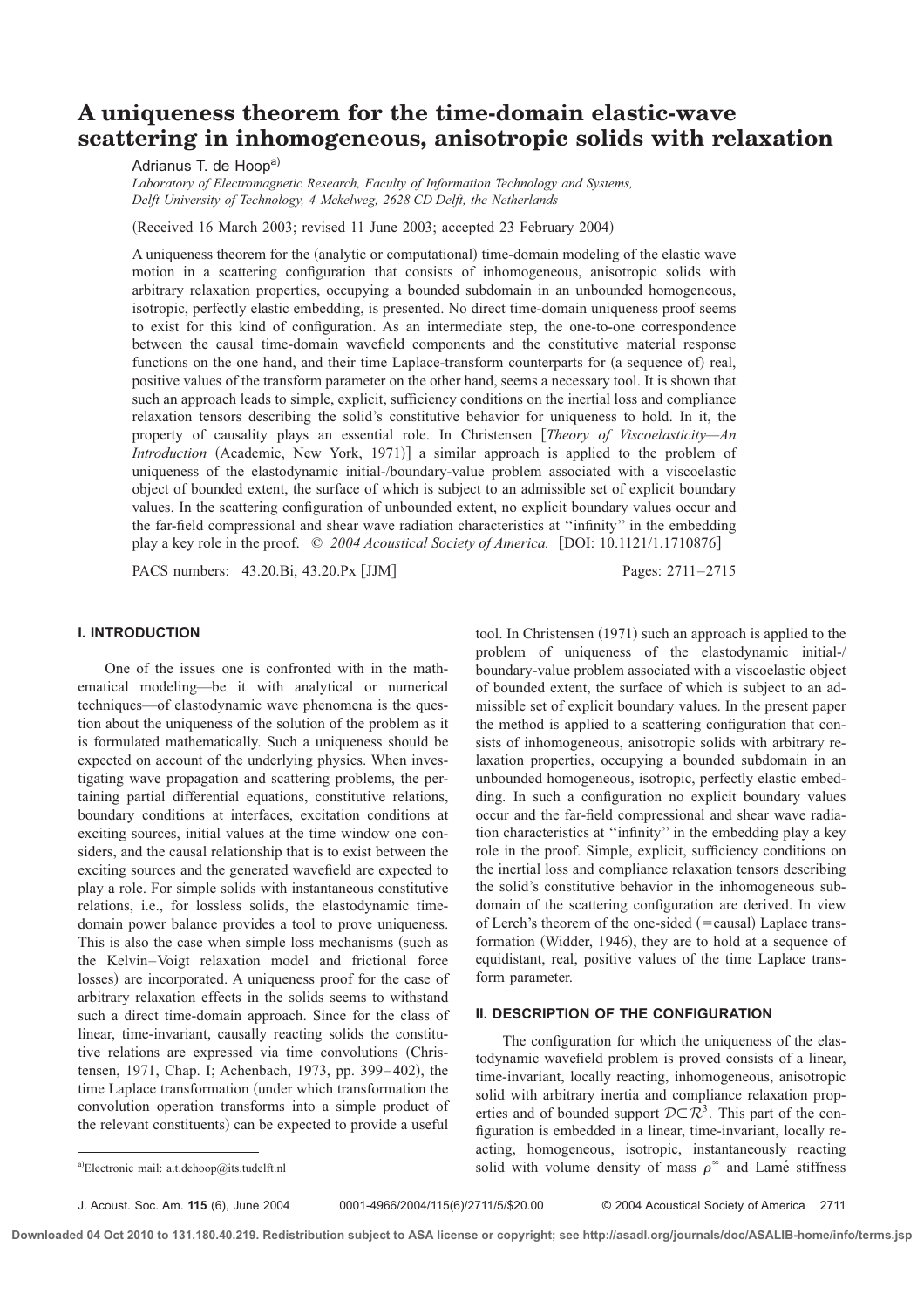# A uniqueness theorem for the time-domain elastic-wave scattering in inhomogeneous, anisotropic solids with relaxation

Adrianus T. de Hoop[a)]

*Laboratory of Electromagnetic Research, Faculty of Information Technology and Systems, Delft University of Technology, 4 Mekelweg, 2628 CD Delft, the Netherlands*

(Received 16 March 2003; revised 11 June 2003; accepted 23 February 2004)

A uniqueness theorem for the (analytic or computational) time-domain modeling of the elastic wave motion in a scattering configuration that consists of inhomogeneous, anisotropic solids with arbitrary relaxation properties, occupying a bounded subdomain in an unbounded homogeneous, isotropic, perfectly elastic embedding, is presented. No direct time-domain uniqueness proof seems to exist for this kind of configuration. As an intermediate step, the one-to-one correspondence between the causal time-domain wavefield components and the constitutive material response functions on the one hand, and their time Laplace-transform counterparts for (a sequence of) real, positive values of the transform parameter on the other hand, seems a necessary tool. It is shown that such an approach leads to simple, explicit, sufficiency conditions on the inertial loss and compliance relaxation tensors describing the solid's constitutive behavior for uniqueness to hold. In it, the property of causality plays an essential role. In Christensen [*Theory of Viscoelasticity—An Introduction* (Academic, New York, 1971)] a similar approach is applied to the problem of uniqueness of the elastodynamic initial-/boundary-value problem associated with a viscoelastic object of bounded extent, the surface of which is subject to an admissible set of explicit boundary values. In the scattering configuration of unbounded extent, no explicit boundary values occur and the far-field compressional and shear wave radiation characteristics at "infinity" in the embedding play a key role in the proof. © *2004 Acoustical Society of America.* [DOI: 10.1121/1.1710876]

PACS numbers: 43.20.Bi, 43.20.Px [JJM]

## I. INTRODUCTION

One of the issues one is confronted with in the mathematical modeling—be it with analytical or numerical techniques—of elastodynamic wave phenomena is the question about the uniqueness of the solution of the problem as it is formulated mathematically. Such a uniqueness should be expected on account of the underlying physics. When investigating wave propagation and scattering problems, the pertaining partial differential equations, constitutive relations, boundary conditions at interfaces, excitation conditions at exciting sources, initial values at the time window one considers, and the causal relationship that is to exist between the exciting sources and the generated wavefield are expected to play a role. For simple solids with instantaneous constitutive relations, i.e., for lossless solids, the elastodynamic time-domain power balance provides a tool to prove uniqueness. This is also the case when simple loss mechanisms (such as the Kelvin–Voigt relaxation model and frictional force losses) are incorporated. A uniqueness proof for the case of arbitrary relaxation effects in the solids seems to withstand such a direct time-domain approach. Since for the class of linear, time-invariant, causally reacting solids the constitutive relations are expressed via time convolutions (Christensen, 1971, Chap. I; Achenbach, 1973, pp. 399–402), the time Laplace transformation (under which transformation the convolution operation transforms into a simple product of the relevant constituents) can be expected to provide a useful tool. In Christensen (1971) such an approach is applied to the problem of uniqueness of the elastodynamic initial-/boundary-value problem associated with a viscoelastic object of bounded extent, the surface of which is subject to an admissible set of explicit boundary values. In the present paper the method is applied to a scattering configuration that consists of inhomogeneous, anisotropic solids with arbitrary relaxation properties, occupying a bounded subdomain in an unbounded homogeneous, isotropic, perfectly elastic embedding. In such a configuration no explicit boundary values occur and the far-field compressional and shear wave radiation characteristics at "infinity" in the embedding play a key role in the proof. Simple, explicit, sufficiency conditions on the inertial loss and compliance relaxation tensors describing the solid's constitutive behavior in the inhomogeneous subdomain of the scattering configuration are derived. In view of Lerch's theorem of the one-sided (=causal) Laplace transformation (Widder, 1946), they are to hold at a sequence of equidistant, real, positive values of the time Laplace transform parameter.

## II. DESCRIPTION OF THE CONFIGURATION

The configuration for which the uniqueness of the elastodynamic wavefield problem is proved consists of a linear, time-invariant, locally reacting, inhomogeneous, anisotropic solid with arbitrary inertia and compliance relaxation properties and of bounded support $\mathcal{D} \subset \mathcal{R}^3$. This part of the configuration is embedded in a linear, time-invariant, locally reacting, homogeneous, isotropic, instantaneously reacting solid with volume density of mass $\rho^\infty$ and Lamé stiffness

[a)]Electronic mail: a.t.dehoop@its.tudelft.nl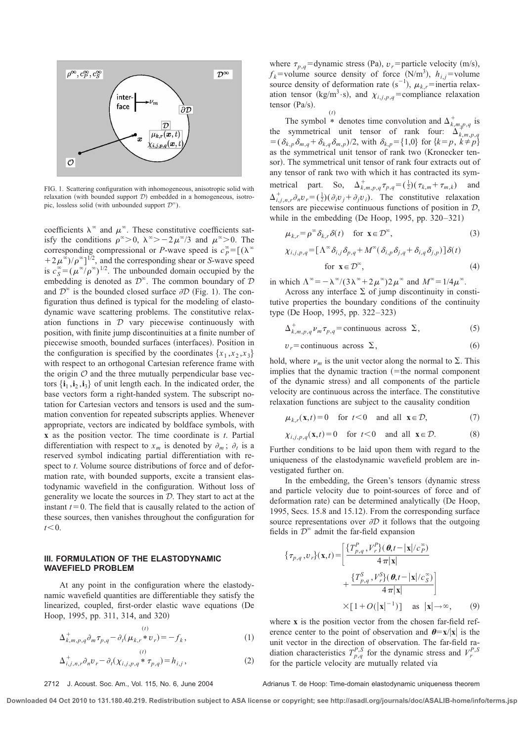FIG. 1. Scattering configuration with inhomogeneous, anisotropic solid with relaxation (with bounded support $\mathcal{D}$) embedded in a homogeneous, isotropic, lossless solid (with unbounded support $\mathcal{D}^\infty$).

coefficients $\lambda^\infty$ and $\mu^\infty$. These constitutive coefficients satisfy the conditions $\rho^\infty > 0$, $\lambda^\infty > -2\mu^\infty/3$ and $\mu^\infty > 0$. The corresponding compressional or *P*-wave speed is $c_P^\infty = [(\lambda^\infty + 2\mu^\infty)/\rho^\infty]^{1/2}$, and the corresponding shear or *S*-wave speed is $c_S^\infty = (\mu^\infty/\rho^\infty)^{1/2}$. The unbounded domain occupied by the embedding is denoted as $\mathcal{D}^\infty$. The common boundary of $\mathcal{D}$ and $\mathcal{D}^\infty$ is the bounded closed surface $\partial\mathcal{D}$ (Fig. 1). The configuration thus defined is typical for the modeling of elastodynamic wave scattering problems. The constitutive relaxation functions in $\mathcal{D}$ vary piecewise continuously with position, with finite jump discontinuities at a finite number of piecewise smooth, bounded surfaces (interfaces). Position in the configuration is specified by the coordinates $\{x_1, x_2, x_3\}$ with respect to an orthogonal Cartesian reference frame with the origin $\mathcal{O}$ and the three mutually perpendicular base vectors $\{\mathbf{i}_1, \mathbf{i}_2, \mathbf{i}_3\}$ of unit length each. In the indicated order, the base vectors form a right-handed system. The subscript notation for Cartesian vectors and tensors is used and the summation convention for repeated subscripts applies. Whenever appropriate, vectors are indicated by boldface symbols, with $\mathbf{x}$ as the position vector. The time coordinate is $t$. Partial differentiation with respect to $x_m$ is denoted by $\partial_m$; $\partial_t$ is a reserved symbol indicating partial differentiation with respect to $t$. Volume source distributions of force and of deformation rate, with bounded supports, excite a transient elastodynamic wavefield in the configuration. Without loss of generality we locate the sources in $\mathcal{D}$. They start to act at the instant $t=0$. The field that is causally related to the action of these sources, then vanishes throughout the configuration for $t<0$.

## III. FORMULATION OF THE ELASTODYNAMIC WAVEFIELD PROBLEM

At any point in the configuration where the elastodynamic wavefield quantities are differentiable they satisfy the linearized, coupled, first-order elastic wave equations (De Hoop, 1995, pp. 311, 314, and 320)

$$\Delta^+_{k,m,p,q}\partial_m \tau_{p,q} - \partial_t(\mu_{k,r} \overset{(t)}{*} v_r) = -f_k, \tag{1}$$

$$\Delta^+_{i,j,n,r}\partial_n v_r - \partial_t(\chi_{i,j,p,q} \overset{(t)}{*} \tau_{p,q}) = h_{i,j}, \tag{2}$$

where $\tau_{p,q}$ = dynamic stress (Pa), $v_r$ = particle velocity (m/s), $f_k$ = volume source density of force (N/m$^3$), $h_{i,j}$ = volume source density of deformation rate (s$^{-1}$), $\mu_{k,r}$ = inertia relaxation tensor (kg/m$^3\cdot$s), and $\chi_{i,j,p,q}$ = compliance relaxation tensor (Pa/s).

The symbol $\overset{(t)}{*}$ denotes time convolution and $\Delta^+_{k,m,p,q}$ is the symmetrical unit tensor of rank four: $\Delta^+_{k,m,p,q} = (\delta_{k,p}\delta_{m,q} + \delta_{k,q}\delta_{m,p})/2$, with $\delta_{k,p} = \{1,0\}$ for $\{k=p,\, k\neq p\}$ as the symmetrical unit tensor of rank two (Kronecker tensor). The symmetrical unit tensor of rank four extracts out of any tensor of rank two with which it has contracted its symmetrical part. So, $\Delta^+_{k,m,p,q}\tau_{p,q} = (\frac{1}{2})(\tau_{k,m} + \tau_{m,k})$ and $\Delta^+_{i,j,n,r}\partial_n v_r = (\frac{1}{2})(\partial_i v_j + \partial_j v_i)$. The constitutive relaxation tensors are piecewise continuous functions of position in $\mathcal{D}$, while in the embedding (De Hoop, 1995, pp. 320–321)

$$\mu_{k,r} = \rho^\infty \delta_{k,r}\delta(t) \quad \text{for } \mathbf{x}\in\mathcal{D}^\infty, \tag{3}$$

$$\chi_{i,j,p,q} = [\Lambda^\infty \delta_{i,j}\delta_{p,q} + M^\infty(\delta_{i,p}\delta_{j,q} + \delta_{i,q}\delta_{j,p})]\delta(t) \quad \text{for } \mathbf{x}\in\mathcal{D}^\infty, \tag{4}$$

in which $\Lambda^\infty = -\lambda^\infty/(3\lambda^\infty + 2\mu^\infty)2\mu^\infty$ and $M^\infty = 1/4\mu^\infty$.

Across any interface $\Sigma$ of jump discontinuity in constitutive properties the boundary conditions of the continuity type (De Hoop, 1995, pp. 322–323)

$$\Delta^+_{k,m,p,q}\nu_m \tau_{p,q} = \text{continuous across } \Sigma, \tag{5}$$

$$v_r = \text{continuous across } \Sigma, \tag{6}$$

hold, where $\nu_m$ is the unit vector along the normal to $\Sigma$. This implies that the dynamic traction (= the normal component of the dynamic stress) and all components of the particle velocity are continuous across the interface. The constitutive relaxation functions are subject to the causality condition

$$\mu_{k,r}(\mathbf{x},t) = 0 \quad \text{for } t<0 \quad \text{and all } \mathbf{x}\in\mathcal{D}, \tag{7}$$

$$\chi_{i,j,p,q}(\mathbf{x},t) = 0 \quad \text{for } t<0 \quad \text{and all } \mathbf{x}\in\mathcal{D}. \tag{8}$$

Further conditions to be laid upon them with regard to the uniqueness of the elastodynamic wavefield problem are investigated further on.

In the embedding, the Green's tensors (dynamic stress and particle velocity due to point-sources of force and of deformation rate) can be determined analytically (De Hoop, 1995, Secs. 15.8 and 15.12). From the corresponding surface source representations over $\partial\mathcal{D}$ it follows that the outgoing fields in $\mathcal{D}^\infty$ admit the far-field expansion

$$\{\tau_{p,q}, v_r\}(\mathbf{x},t) = \left[\frac{\{T^P_{p,q}, V^P_r\}(\boldsymbol{\theta}, t - |\mathbf{x}|/c_P^\infty)}{4\pi|\mathbf{x}|} + \frac{\{T^S_{p,q}, V^S_r\}(\boldsymbol{\theta}, t - |\mathbf{x}|/c_S^\infty)}{4\pi|\mathbf{x}|}\right] \times [1 + O(|\mathbf{x}|^{-1})] \quad \text{as } |\mathbf{x}|\to\infty, \tag{9}$$

where $\mathbf{x}$ is the position vector from the chosen far-field reference center to the point of observation and $\boldsymbol{\theta} = \mathbf{x}/|\mathbf{x}|$ is the unit vector in the direction of observation. The far-field radiation characteristics $T^{P,S}_{p,q}$ for the dynamic stress and $V^{P,S}_r$ for the particle velocity are mutually related via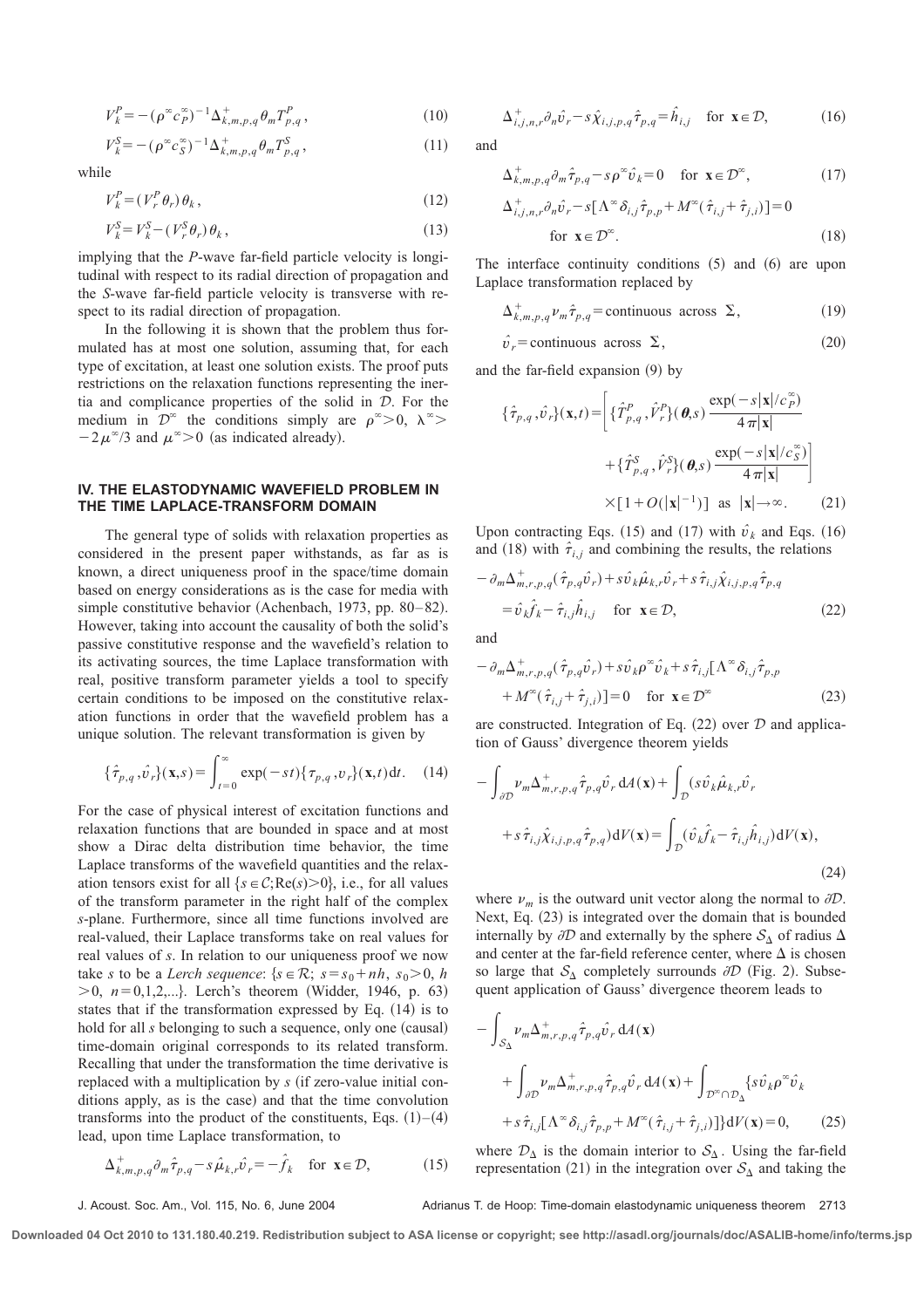$$V_k^P = -(\rho^\infty c_P^\infty)^{-1} \Delta^+_{k,m,p,q} \theta_m T^P_{p,q}, \tag{10}$$

$$V_k^S = -(\rho^\infty c_S^\infty)^{-1} \Delta^+_{k,m,p,q} \theta_m T^S_{p,q}, \tag{11}$$

while

$$V_k^P = (V_r^P \theta_r) \theta_k, \tag{12}$$

$$V_k^S = V_k^S - (V_r^S \theta_r) \theta_k, \tag{13}$$

implying that the *P*-wave far-field particle velocity is longitudinal with respect to its radial direction of propagation and the *S*-wave far-field particle velocity is transverse with respect to its radial direction of propagation.

In the following it is shown that the problem thus formulated has at most one solution, assuming that, for each type of excitation, at least one solution exists. The proof puts restrictions on the relaxation functions representing the inertia and complicance properties of the solid in $\mathcal{D}$. For the medium in $\mathcal{D}^\infty$ the conditions simply are $\rho^\infty > 0$, $\lambda^\infty > -2\mu^\infty/3$ and $\mu^\infty > 0$ (as indicated already).

## IV. THE ELASTODYNAMIC WAVEFIELD PROBLEM IN THE TIME LAPLACE-TRANSFORM DOMAIN

The general type of solids with relaxation properties as considered in the present paper withstands, as far as is known, a direct uniqueness proof in the space/time domain based on energy considerations as is the case for media with simple constitutive behavior (Achenbach, 1973, pp. 80–82). However, taking into account the causality of both the solid's passive constitutive response and the wavefield's relation to its activating sources, the time Laplace transformation with real, positive transform parameter yields a tool to specify certain conditions to be imposed on the constitutive relaxation functions in order that the wavefield problem has a unique solution. The relevant transformation is given by

$$\{\hat{\tau}_{p,q}, \hat{v}_r\}(\mathbf{x}, s) = \int_{t=0}^{\infty} \exp(-st) \{\tau_{p,q}, v_r\}(\mathbf{x}, t) \mathrm{d}t. \tag{14}$$

For the case of physical interest of excitation functions and relaxation functions that are bounded in space and at most show a Dirac delta distribution time behavior, the time Laplace transforms of the wavefield quantities and the relaxation tensors exist for all $\{s \in \mathcal{C}; \mathrm{Re}(s) > 0\}$, i.e., for all values of the transform parameter in the right half of the complex $s$-plane. Furthermore, since all time functions involved are real-valued, their Laplace transforms take on real values for real values of $s$. In relation to our uniqueness proof we now take $s$ to be a *Lerch sequence*: $\{s \in \mathcal{R};\ s = s_0 + nh,\ s_0 > 0,\ h > 0,\ n = 0,1,2,...\}$. Lerch's theorem (Widder, 1946, p. 63) states that if the transformation expressed by Eq. (14) is to hold for all $s$ belonging to such a sequence, only one (causal) time-domain original corresponds to its related transform. Recalling that under the transformation the time derivative is replaced with a multiplication by $s$ (if zero-value initial conditions apply, as is the case) and that the time convolution transforms into the product of the constituents, Eqs. (1)–(4) lead, upon time Laplace transformation, to

$$\Delta^+_{k,m,p,q} \partial_m \hat{\tau}_{p,q} - s \hat{\mu}_{k,r} \hat{v}_r = -\hat{f}_k \quad \text{for } \mathbf{x} \in \mathcal{D}, \tag{15}$$

$$\Delta^+_{i,j,n,r} \partial_n \hat{v}_r - s \hat{\chi}_{i,j,p,q} \hat{\tau}_{p,q} = \hat{h}_{i,j} \quad \text{for } \mathbf{x} \in \mathcal{D}, \tag{16}$$

and

$$\Delta^+_{k,m,p,q} \partial_m \hat{\tau}_{p,q} - s \rho^\infty \hat{v}_k = 0 \quad \text{for } \mathbf{x} \in \mathcal{D}^\infty, \tag{17}$$

$$\Delta^+_{i,j,n,r} \partial_n \hat{v}_r - s[\Lambda^\infty \delta_{i,j} \hat{\tau}_{p,p} + M^\infty (\hat{\tau}_{i,j} + \hat{\tau}_{j,i})] = 0 \quad \text{for } \mathbf{x} \in \mathcal{D}^\infty. \tag{18}$$

The interface continuity conditions (5) and (6) are upon Laplace transformation replaced by

$$\Delta^+_{k,m,p,q} \nu_m \hat{\tau}_{p,q} = \text{continuous across } \Sigma, \tag{19}$$

$$\hat{v}_r = \text{continuous across } \Sigma, \tag{20}$$

and the far-field expansion (9) by

$$\{\hat{\tau}_{p,q}, \hat{v}_r\}(\mathbf{x}, t) = \left[ \{\hat{T}^P_{p,q}, \hat{V}^P_r\}(\boldsymbol{\theta}, s) \frac{\exp(-s|\mathbf{x}|/c_P^\infty)}{4\pi|\mathbf{x}|} + \{\hat{T}^S_{p,q}, \hat{V}^S_r\}(\boldsymbol{\theta}, s) \frac{\exp(-s|\mathbf{x}|/c_S^\infty)}{4\pi|\mathbf{x}|} \right] \times [1 + O(|\mathbf{x}|^{-1})] \quad \text{as } |\mathbf{x}| \to \infty. \tag{21}$$

Upon contracting Eqs. (15) and (17) with $\hat{v}_k$ and Eqs. (16) and (18) with $\hat{\tau}_{i,j}$ and combining the results, the relations

$$-\partial_m \Delta^+_{m,r,p,q} (\hat{\tau}_{p,q} \hat{v}_r) + s \hat{v}_k \hat{\mu}_{k,r} \hat{v}_r + s \hat{\tau}_{i,j} \hat{\chi}_{i,j,p,q} \hat{\tau}_{p,q} = \hat{v}_k \hat{f}_k - \hat{\tau}_{i,j} \hat{h}_{i,j} \quad \text{for } \mathbf{x} \in \mathcal{D}, \tag{22}$$

and

$$-\partial_m \Delta^+_{m,r,p,q} (\hat{\tau}_{p,q} \hat{v}_r) + s \hat{v}_k \rho^\infty \hat{v}_k + s \hat{\tau}_{i,j} [\Lambda^\infty \delta_{i,j} \hat{\tau}_{p,p} + M^\infty (\hat{\tau}_{i,j} + \hat{\tau}_{j,i})] = 0 \quad \text{for } \mathbf{x} \in \mathcal{D}^\infty \tag{23}$$

are constructed. Integration of Eq. (22) over $\mathcal{D}$ and application of Gauss' divergence theorem yields

$$-\int_{\partial\mathcal{D}} \nu_m \Delta^+_{m,r,p,q} \hat{\tau}_{p,q} \hat{v}_r \,\mathrm{d}A(\mathbf{x}) + \int_{\mathcal{D}} (s \hat{v}_k \hat{\mu}_{k,r} \hat{v}_r + s \hat{\tau}_{i,j} \hat{\chi}_{i,j,p,q} \hat{\tau}_{p,q}) \mathrm{d}V(\mathbf{x}) = \int_{\mathcal{D}} (\hat{v}_k \hat{f}_k - \hat{\tau}_{i,j} \hat{h}_{i,j}) \mathrm{d}V(\mathbf{x}), \tag{24}$$

where $\nu_m$ is the outward unit vector along the normal to $\partial\mathcal{D}$. Next, Eq. (23) is integrated over the domain that is bounded internally by $\partial\mathcal{D}$ and externally by the sphere $\mathcal{S}_\Delta$ of radius $\Delta$ and center at the far-field reference center, where $\Delta$ is chosen so large that $\mathcal{S}_\Delta$ completely surrounds $\partial\mathcal{D}$ (Fig. 2). Subsequent application of Gauss' divergence theorem leads to

$$-\int_{\mathcal{S}_\Delta} \nu_m \Delta^+_{m,r,p,q} \hat{\tau}_{p,q} \hat{v}_r \,\mathrm{d}A(\mathbf{x}) + \int_{\partial\mathcal{D}} \nu_m \Delta^+_{m,r,p,q} \hat{\tau}_{p,q} \hat{v}_r \,\mathrm{d}A(\mathbf{x}) + \int_{\mathcal{D}^\infty \cap \mathcal{D}_\Delta} \{ s \hat{v}_k \rho^\infty \hat{v}_k + s \hat{\tau}_{i,j} [\Lambda^\infty \delta_{i,j} \hat{\tau}_{p,p} + M^\infty (\hat{\tau}_{i,j} + \hat{\tau}_{j,i})] \} \mathrm{d}V(\mathbf{x}) = 0, \tag{25}$$

where $\mathcal{D}_\Delta$ is the domain interior to $\mathcal{S}_\Delta$. Using the far-field representation (21) in the integration over $\mathcal{S}_\Delta$ and taking the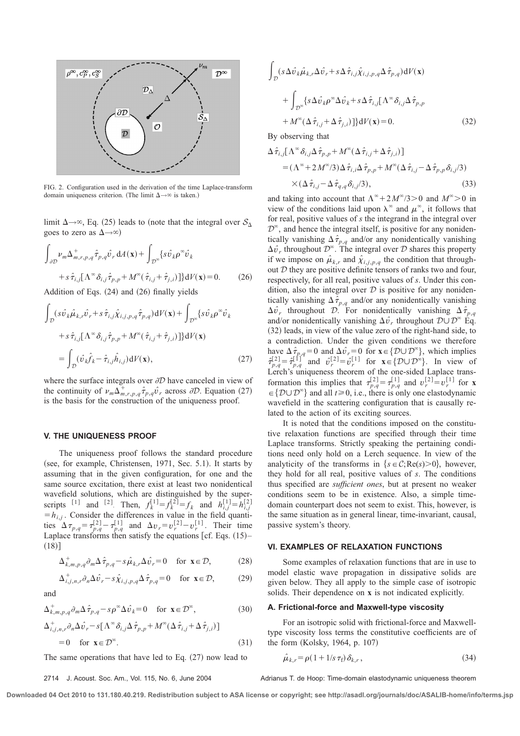FIG. 2. Configuration used in the derivation of the time Laplace-transform domain uniqueness criterion. (The limit $\Delta\to\infty$ is taken.)

limit $\Delta\to\infty$, Eq. (25) leads to (note that the integral over $\mathcal{S}_\Delta$ goes to zero as $\Delta\to\infty$)

$$\int_{\partial\mathcal{D}} \nu_m \Delta^+_{m,r,p,q}\hat{\tau}_{p,q}\hat{v}_r\,\mathrm{d}A(\mathbf{x})+\int_{\mathcal{D}^\infty}\{s\hat{v}_k\rho^\infty\hat{v}_k + s\hat{\tau}_{i,j}[\Lambda^\infty\delta_{i,j}\hat{\tau}_{p,p}+M^\infty(\hat{\tau}_{i,j}+\hat{\tau}_{j,i})]\}\mathrm{d}V(\mathbf{x})=0. \tag{26}$$

Addition of Eqs. (24) and (26) finally yields

$$\int_{\mathcal{D}}(s\hat{v}_k\hat{\mu}_{k,r}\hat{v}_r+s\hat{\tau}_{i,j}\hat{\chi}_{i,j,p,q}\hat{\tau}_{p,q})\mathrm{d}V(\mathbf{x})+\int_{\mathcal{D}^\infty}\{s\hat{v}_k\rho^\infty\hat{v}_k + s\hat{\tau}_{i,j}[\Lambda^\infty\delta_{i,j}\hat{\tau}_{p,p}+M^\infty(\hat{\tau}_{i,j}+\hat{\tau}_{j,i})]\}\mathrm{d}V(\mathbf{x}) = \int_{\mathcal{D}}(\hat{v}_k\hat{f}_k-\hat{\tau}_{i,j}\hat{h}_{i,j})\mathrm{d}V(\mathbf{x}), \tag{27}$$

where the surface integrals over $\partial\mathcal{D}$ have canceled in view of the continuity of $\nu_m\Delta^+_{m,r,p,q}\hat{\tau}_{p,q}\hat{v}_r$ across $\partial\mathcal{D}$. Equation (27) is the basis for the construction of the uniqueness proof.

## V. THE UNIQUENESS PROOF

The uniqueness proof follows the standard procedure (see, for example, Christensen, 1971, Sec. 5.1). It starts by assuming that in the given configuration, for one and the same source excitation, there exist at least two nonidentical wavefield solutions, which are distinguished by the superscripts $^{[1]}$ and $^{[2]}$. Then, $f_k^{[1]}=f_k^{[2]}=f_k$ and $h_{i,j}^{[1]}=h_{i,j}^{[2]}=h_{i,j}$. Consider the differences in value in the field quantities $\Delta\tau_{p,q}=\tau_{p,q}^{[2]}-\tau_{p,q}^{[1]}$ and $\Delta v_r=v_r^{[2]}-v_r^{[1]}$. Their time Laplace transforms then satisfy the equations [cf. Eqs. (15)–(18)]

$$\Delta^+_{k,m,p,q}\partial_m\Delta\hat{\tau}_{p,q}-s\hat{\mu}_{k,r}\Delta\hat{v}_r=0 \quad \text{for } \mathbf{x}\in\mathcal{D}, \tag{28}$$

$$\Delta^+_{i,j,n,r}\partial_n\Delta\hat{v}_r-s\hat{\chi}_{i,j,p,q}\Delta\hat{\tau}_{p,q}=0 \quad \text{for } \mathbf{x}\in\mathcal{D}, \tag{29}$$

and

$$\Delta^+_{k,m,p,q}\partial_m\Delta\hat{\tau}_{p,q}-s\rho^\infty\Delta\hat{v}_k=0 \quad \text{for } \mathbf{x}\in\mathcal{D}^\infty, \tag{30}$$

$$\Delta^+_{i,j,n,r}\partial_n\Delta\hat{v}_r-s[\Lambda^\infty\delta_{i,j}\Delta\hat{\tau}_{p,p}+M^\infty(\Delta\hat{\tau}_{i,j}+\Delta\hat{\tau}_{j,i})]=0 \quad \text{for } \mathbf{x}\in\mathcal{D}^\infty. \tag{31}$$

The same operations that have led to Eq. (27) now lead to

$$\int_{\mathcal{D}}(s\Delta\hat{v}_k\hat{\mu}_{k,r}\Delta\hat{v}_r+s\Delta\hat{\tau}_{i,j}\hat{\chi}_{i,j,p,q}\Delta\hat{\tau}_{p,q})\mathrm{d}V(\mathbf{x}) + \int_{\mathcal{D}^\infty}\{s\Delta\hat{v}_k\rho^\infty\Delta\hat{v}_k+s\Delta\hat{\tau}_{i,j}[\Lambda^\infty\delta_{i,j}\Delta\hat{\tau}_{p,p} + M^\infty(\Delta\hat{\tau}_{i,j}+\Delta\hat{\tau}_{j,i})]\}\mathrm{d}V(\mathbf{x})=0. \tag{32}$$

By observing that

$$\Delta\hat{\tau}_{i,j}[\Lambda^\infty\delta_{i,j}\Delta\hat{\tau}_{p,p}+M^\infty(\Delta\hat{\tau}_{i,j}+\Delta\hat{\tau}_{j,i})] =(\Lambda^\infty+2M^\infty/3)\Delta\hat{\tau}_{i,i}\Delta\hat{\tau}_{p,p}+M^\infty(\Delta\hat{\tau}_{i,j}-\Delta\hat{\tau}_{p,p}\delta_{i,j}/3) \times(\Delta\hat{\tau}_{i,j}-\Delta\hat{\tau}_{q,q}\delta_{i,j}/3), \tag{33}$$

and taking into account that $\Lambda^\infty+2M^\infty/3>0$ and $M^\infty>0$ in view of the conditions laid upon $\lambda^\infty$ and $\mu^\infty$, it follows that for real, positive values of $s$ the integrand in the integral over $\mathcal{D}^\infty$, and hence the integral itself, is positive for any nonidentically vanishing $\Delta\hat{\tau}_{p,q}$ and/or any nonidentically vanishing $\Delta\hat{v}_r$ throughout $\mathcal{D}^\infty$. The integral over $\mathcal{D}$ shares this property if we impose on $\hat{\mu}_{k,r}$ and $\hat{\chi}_{i,j,p,q}$ the condition that throughout $\mathcal{D}$ they are positive definite tensors of ranks two and four, respectively, for all real, positive values of $s$. Under this condition, also the integral over $\mathcal{D}$ is positive for any nonidentically vanishing $\Delta\hat{\tau}_{p,q}$ and/or any nonidentically vanishing $\Delta\hat{v}_r$ throughout $\mathcal{D}$. For nonidentically vanishing $\Delta\hat{\tau}_{p,q}$ and/or nonidentically vanishing $\Delta\hat{v}_r$ throughout $\mathcal{D}\cup\mathcal{D}^\infty$ Eq. (32) leads, in view of the value zero of the right-hand side, to a contradiction. Under the given conditions we therefore have $\Delta\hat{\tau}_{p,q}=0$ and $\Delta\hat{v}_r=0$ for $\mathbf{x}\in\{\mathcal{D}\cup\mathcal{D}^\infty\}$, which implies $\hat{\tau}_{p,q}^{[2]}=\hat{\tau}_{p,q}^{[1]}$ and $\hat{v}_r^{[2]}=\hat{v}_r^{[1]}$ for $\mathbf{x}\in\{\mathcal{D}\cup\mathcal{D}^\infty\}$. In view of Lerch's uniqueness theorem of the one-sided Laplace transformation this implies that $\tau_{p,q}^{[2]}=\tau_{p,q}^{[1]}$ and $v_r^{[2]}=v_r^{[1]}$ for $\mathbf{x}\in\{\mathcal{D}\cup\mathcal{D}^\infty\}$ and all $t\geq 0$, i.e., there is only one elastodynamic wavefield in the scattering configuration that is causally related to the action of its exciting sources.

It is noted that the conditions imposed on the constitutive relaxation functions are specified through their time Laplace transforms. Strictly speaking the pertaining conditions need only hold on a Lerch sequence. In view of the analyticity of the transforms in $\{s\in\mathcal{C};\mathrm{Re}(s)>0\}$, however, they hold for all real, positive values of $s$. The conditions thus specified are *sufficient ones*, but at present no weaker conditions seem to be in existence. Also, a simple time-domain counterpart does not seem to exist. This, however, is the same situation as in general linear, time-invariant, causal, passive system's theory.

## VI. EXAMPLES OF RELAXATION FUNCTIONS

Some examples of relaxation functions that are in use to model elastic wave propagation in dissipative solids are given below. They all apply to the simple case of isotropic solids. Their dependence on $\mathbf{x}$ is not indicated explicitly.

### A. Frictional-force and Maxwell-type viscosity

For an isotropic solid with frictional-force and Maxwell-type viscosity loss terms the constitutive coefficients are of the form (Kolsky, 1964, p. 107)

$$\hat{\mu}_{k,r}=\rho(1+1/s\tau_f)\delta_{k,r}, \tag{34}$$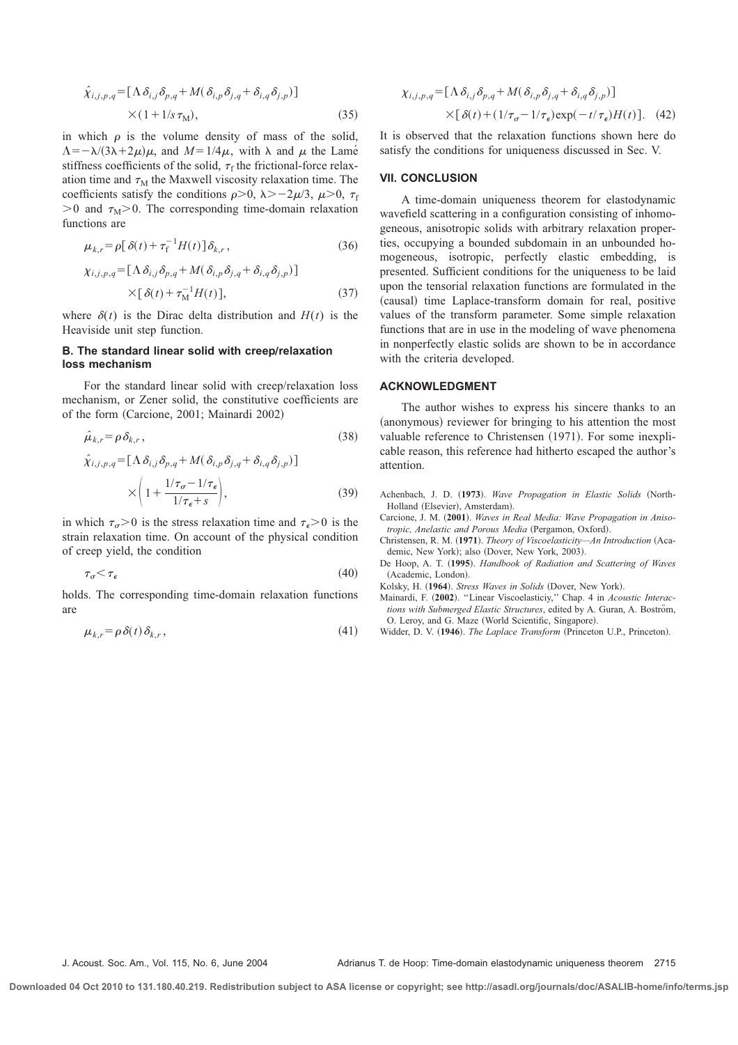$$\hat{\chi}_{i,j,p,q} = [\Lambda \delta_{i,j} \delta_{p,q} + M(\delta_{i,p} \delta_{j,q} + \delta_{i,q} \delta_{j,p})] \times (1 + 1/s\tau_M), \tag{35}$$

in which $\rho$ is the volume density of mass of the solid, $\Lambda = -\lambda/(3\lambda + 2\mu)\mu$, and $M = 1/4\mu$, with $\lambda$ and $\mu$ the Lamé stiffness coefficients of the solid, $\tau_f$ the frictional-force relaxation time and $\tau_M$ the Maxwell viscosity relaxation time. The coefficients satisfy the conditions $\rho > 0$, $\lambda > -2\mu/3$, $\mu > 0$, $\tau_f > 0$ and $\tau_M > 0$. The corresponding time-domain relaxation functions are

$$\mu_{k,r} = \rho[\delta(t) + \tau_f^{-1} H(t)] \delta_{k,r}, \tag{36}$$

$$\chi_{i,j,p,q} = [\Lambda \delta_{i,j} \delta_{p,q} + M(\delta_{i,p} \delta_{j,q} + \delta_{i,q} \delta_{j,p})] \times [\delta(t) + \tau_M^{-1} H(t)], \tag{37}$$

where $\delta(t)$ is the Dirac delta distribution and $H(t)$ is the Heaviside unit step function.

### B. The standard linear solid with creep/relaxation loss mechanism

For the standard linear solid with creep/relaxation loss mechanism, or Zener solid, the constitutive coefficients are of the form (Carcione, 2001; Mainardi 2002)

$$\hat{\mu}_{k,r} = \rho \delta_{k,r}, \tag{38}$$

$$\hat{\chi}_{i,j,p,q} = [\Lambda \delta_{i,j} \delta_{p,q} + M(\delta_{i,p} \delta_{j,q} + \delta_{i,q} \delta_{j,p})] \times \left(1 + \frac{1/\tau_\sigma - 1/\tau_\epsilon}{1/\tau_\epsilon + s}\right), \tag{39}$$

in which $\tau_\sigma > 0$ is the stress relaxation time and $\tau_\epsilon > 0$ is the strain relaxation time. On account of the physical condition of creep yield, the condition

$$\tau_\sigma < \tau_\epsilon \tag{40}$$

holds. The corresponding time-domain relaxation functions are

$$\mu_{k,r} = \rho \delta(t) \delta_{k,r}, \tag{41}$$

$$\chi_{i,j,p,q} = [\Lambda \delta_{i,j} \delta_{p,q} + M(\delta_{i,p} \delta_{j,q} + \delta_{i,q} \delta_{j,p})] \times [\delta(t) + (1/\tau_\sigma - 1/\tau_\epsilon) \exp(-t/\tau_\epsilon) H(t)]. \tag{42}$$

It is observed that the relaxation functions shown here do satisfy the conditions for uniqueness discussed in Sec. V.

## VII. CONCLUSION

A time-domain uniqueness theorem for elastodynamic wavefield scattering in a configuration consisting of inhomogeneous, anisotropic solids with arbitrary relaxation properties, occupying a bounded subdomain in an unbounded homogeneous, isotropic, perfectly elastic embedding, is presented. Sufficient conditions for the uniqueness to be laid upon the tensorial relaxation functions are formulated in the (causal) time Laplace-transform domain for real, positive values of the transform parameter. Some simple relaxation functions that are in use in the modeling of wave phenomena in nonperfectly elastic solids are shown to be in accordance with the criteria developed.

## ACKNOWLEDGMENT

The author wishes to express his sincere thanks to an (anonymous) reviewer for bringing to his attention the most valuable reference to Christensen (1971). For some inexplicable reason, this reference had hitherto escaped the author's attention.

Achenbach, J. D. (**1973**). *Wave Propagation in Elastic Solids* (North-Holland (Elsevier), Amsterdam).

Carcione, J. M. (**2001**). *Waves in Real Media: Wave Propagation in Anisotropic, Anelastic and Porous Media* (Pergamon, Oxford).

Christensen, R. M. (**1971**). *Theory of Viscoelasticity—An Introduction* (Academic, New York); also (Dover, New York, 2003).

De Hoop, A. T. (**1995**). *Handbook of Radiation and Scattering of Waves* (Academic, London).

Kolsky, H. (**1964**). *Stress Waves in Solids* (Dover, New York).

Mainardi, F. (**2002**). "Linear Viscoelasticiy," Chap. 4 in *Acoustic Interactions with Submerged Elastic Structures*, edited by A. Guran, A. Boström, O. Leroy, and G. Maze (World Scientific, Singapore).

Widder, D. V. (**1946**). *The Laplace Transform* (Princeton U.P., Princeton).